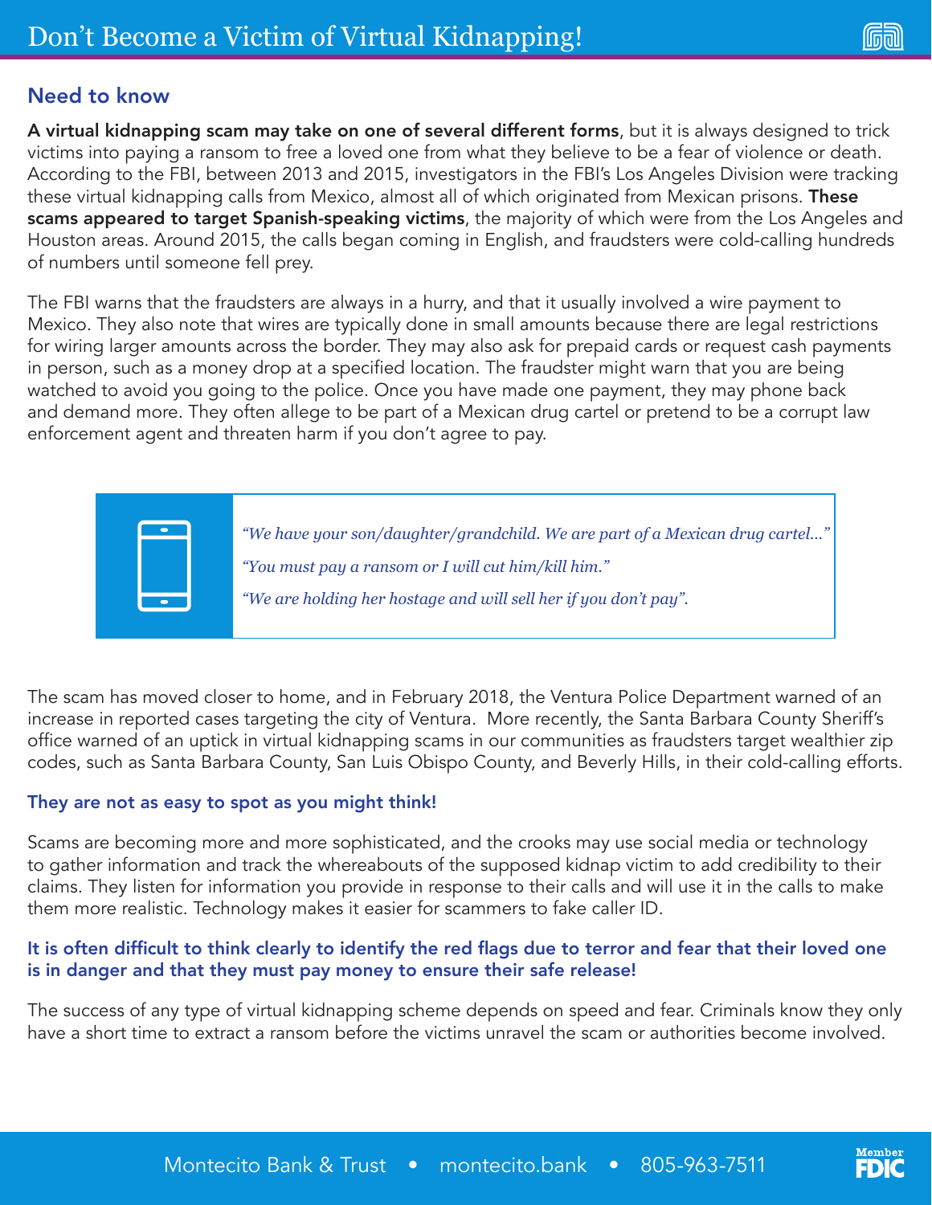# Don't Become a Victim of Virtual Kidnapping!

## Need to know

**A virtual kidnapping scam may take on one of several different forms**, but it is always designed to trick victims into paying a ransom to free a loved one from what they believe to be a fear of violence or death. According to the FBI, between 2013 and 2015, investigators in the FBI's Los Angeles Division were tracking these virtual kidnapping calls from Mexico, almost all of which originated from Mexican prisons. **These scams appeared to target Spanish-speaking victims**, the majority of which were from the Los Angeles and Houston areas. Around 2015, the calls began coming in English, and fraudsters were cold-calling hundreds of numbers until someone fell prey.

The FBI warns that the fraudsters are always in a hurry, and that it usually involved a wire payment to Mexico. They also note that wires are typically done in small amounts because there are legal restrictions for wiring larger amounts across the border. They may also ask for prepaid cards or request cash payments in person, such as a money drop at a specified location. The fraudster might warn that you are being watched to avoid you going to the police. Once you have made one payment, they may phone back and demand more. They often allege to be part of a Mexican drug cartel or pretend to be a corrupt law enforcement agent and threaten harm if you don't agree to pay.

> *"We have your son/daughter/grandchild. We are part of a Mexican drug cartel..."*
>
> *"You must pay a ransom or I will cut him/kill him."*
>
> *"We are holding her hostage and will sell her if you don't pay".*

The scam has moved closer to home, and in February 2018, the Ventura Police Department warned of an increase in reported cases targeting the city of Ventura. More recently, the Santa Barbara County Sheriff's office warned of an uptick in virtual kidnapping scams in our communities as fraudsters target wealthier zip codes, such as Santa Barbara County, San Luis Obispo County, and Beverly Hills, in their cold-calling efforts.

### They are not as easy to spot as you might think!

Scams are becoming more and more sophisticated, and the crooks may use social media or technology to gather information and track the whereabouts of the supposed kidnap victim to add credibility to their claims. They listen for information you provide in response to their calls and will use it in the calls to make them more realistic. Technology makes it easier for scammers to fake caller ID.

**It is often difficult to think clearly to identify the red flags due to terror and fear that their loved one is in danger and that they must pay money to ensure their safe release!**

The success of any type of virtual kidnapping scheme depends on speed and fear. Criminals know they only have a short time to extract a ransom before the victims unravel the scam or authorities become involved.

Montecito Bank & Trust • montecito.bank • 805-963-7511

Member FDIC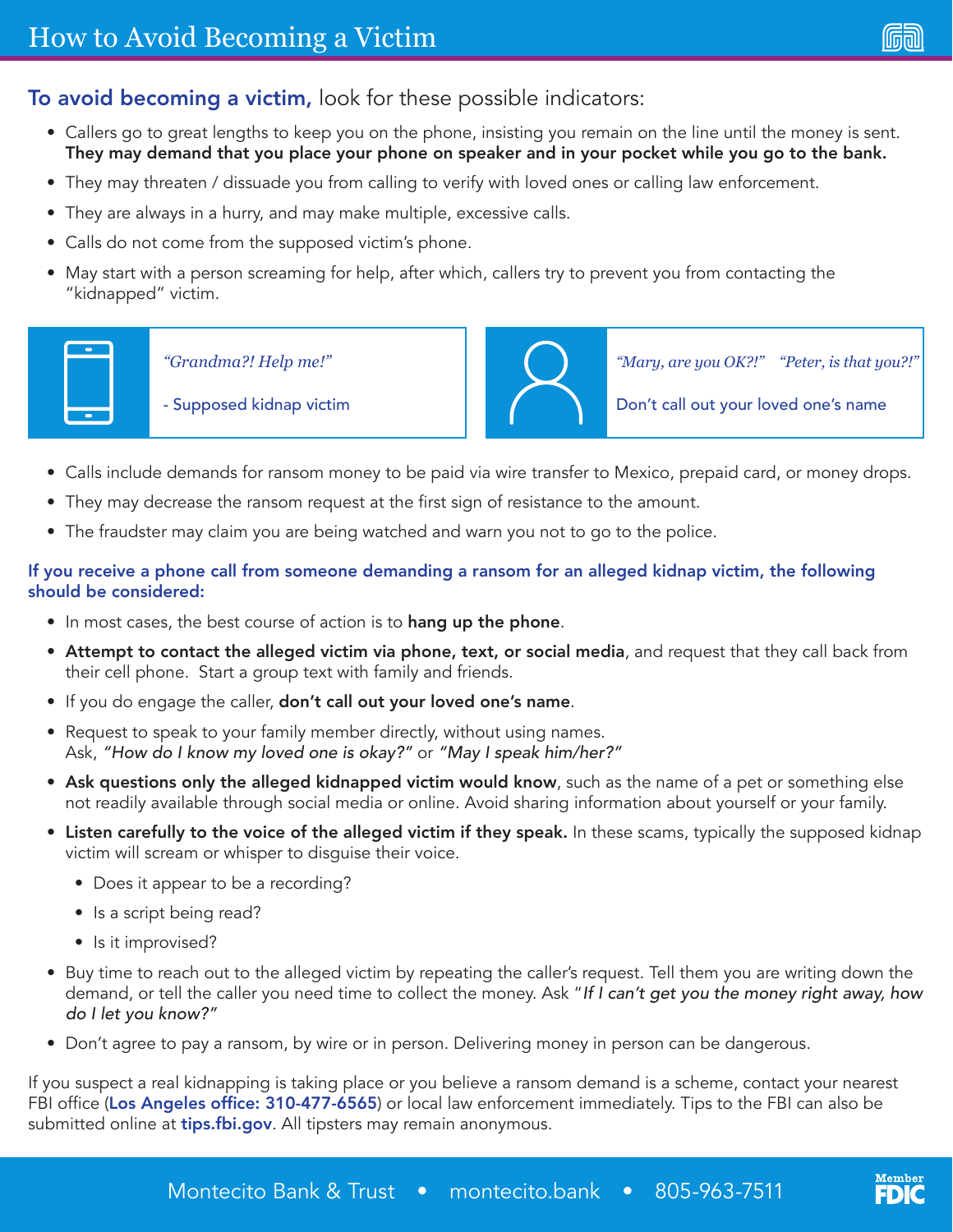# How to Avoid Becoming a Victim

**To avoid becoming a victim,** look for these possible indicators:

- Callers go to great lengths to keep you on the phone, insisting you remain on the line until the money is sent. **They may demand that you place your phone on speaker and in your pocket while you go to the bank.**
- They may threaten / dissuade you from calling to verify with loved ones or calling law enforcement.
- They are always in a hurry, and may make multiple, excessive calls.
- Calls do not come from the supposed victim's phone.
- May start with a person screaming for help, after which, callers try to prevent you from contacting the "kidnapped" victim.

*"Grandma?! Help me!"*

- Supposed kidnap victim

*"Mary, are you OK?!"* *"Peter, is that you?!"*

Don't call out your loved one's name

- Calls include demands for ransom money to be paid via wire transfer to Mexico, prepaid card, or money drops.
- They may decrease the ransom request at the first sign of resistance to the amount.
- The fraudster may claim you are being watched and warn you not to go to the police.

**If you receive a phone call from someone demanding a ransom for an alleged kidnap victim, the following should be considered:**

- In most cases, the best course of action is to **hang up the phone**.
- **Attempt to contact the alleged victim via phone, text, or social media**, and request that they call back from their cell phone. Start a group text with family and friends.
- If you do engage the caller, **don't call out your loved one's name**.
- Request to speak to your family member directly, without using names. Ask, *"How do I know my loved one is okay?"* or *"May I speak him/her?"*
- **Ask questions only the alleged kidnapped victim would know**, such as the name of a pet or something else not readily available through social media or online. Avoid sharing information about yourself or your family.
- **Listen carefully to the voice of the alleged victim if they speak.** In these scams, typically the supposed kidnap victim will scream or whisper to disguise their voice.
  - Does it appear to be a recording?
  - Is a script being read?
  - Is it improvised?
- Buy time to reach out to the alleged victim by repeating the caller's request. Tell them you are writing down the demand, or tell the caller you need time to collect the money. Ask "*If I can't get you the money right away, how do I let you know?"*
- Don't agree to pay a ransom, by wire or in person. Delivering money in person can be dangerous.

If you suspect a real kidnapping is taking place or you believe a ransom demand is a scheme, contact your nearest FBI office (**Los Angeles office: 310-477-6565**) or local law enforcement immediately. Tips to the FBI can also be submitted online at **tips.fbi.gov**. All tipsters may remain anonymous.

Montecito Bank & Trust • montecito.bank • 805-963-7511

Member FDIC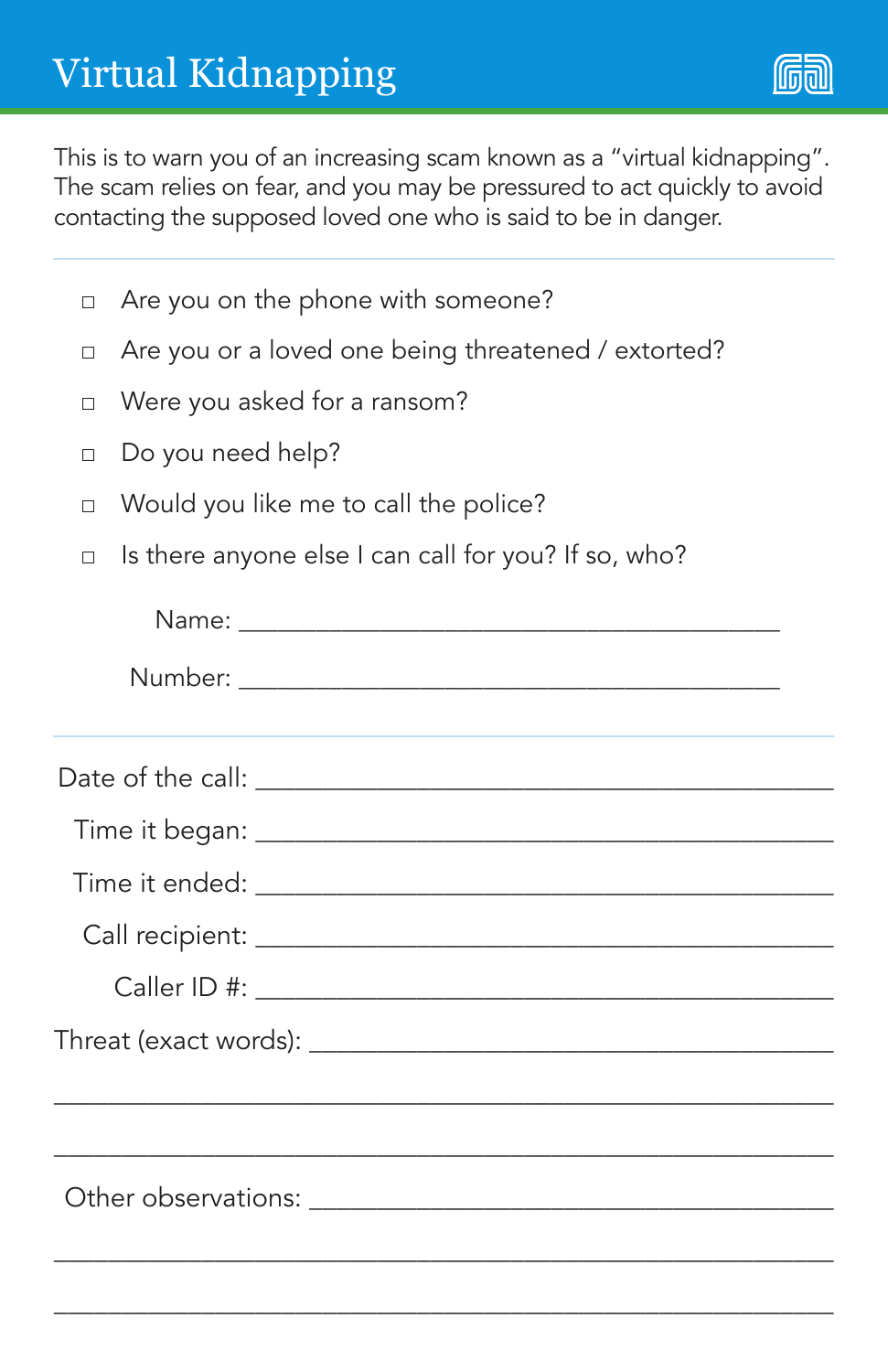# Virtual Kidnapping

This is to warn you of an increasing scam known as a "virtual kidnapping". The scam relies on fear, and you may be pressured to act quickly to avoid contacting the supposed loved one who is said to be in danger.

---

- ☐ Are you on the phone with someone?
- ☐ Are you or a loved one being threatened / extorted?
- ☐ Were you asked for a ransom?
- ☐ Do you need help?
- ☐ Would you like me to call the police?
- ☐ Is there anyone else I can call for you? If so, who?

Name: ______________________________________

Number: ______________________________________

---

Date of the call: ______________________________________

Time it began: ______________________________________

Time it ended: ______________________________________

Call recipient: ______________________________________

Caller ID #: ______________________________________

Threat (exact words): ______________________________________

______________________________________________________

______________________________________________________

Other observations: ______________________________________

______________________________________________________

______________________________________________________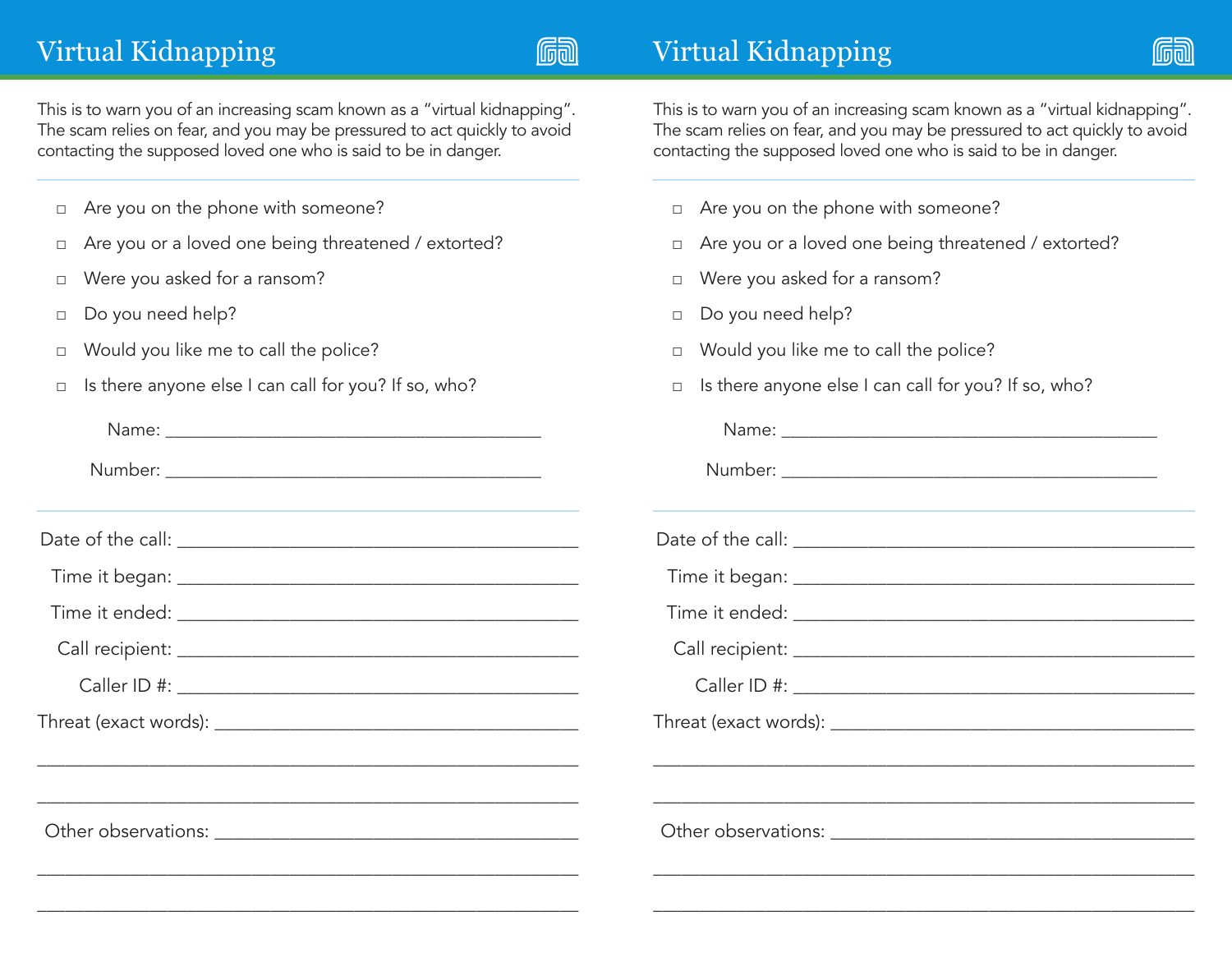# Virtual Kidnapping

This is to warn you of an increasing scam known as a "virtual kidnapping". The scam relies on fear, and you may be pressured to act quickly to avoid contacting the supposed loved one who is said to be in danger.

- ☐ Are you on the phone with someone?
- ☐ Are you or a loved one being threatened / extorted?
- ☐ Were you asked for a ransom?
- ☐ Do you need help?
- ☐ Would you like me to call the police?
- ☐ Is there anyone else I can call for you? If so, who?

Name: ________________________________________

Number: ________________________________________

Date of the call: ________________________________________

Time it began: ________________________________________

Time it ended: ________________________________________

Call recipient: ________________________________________

Caller ID #: ________________________________________

Threat (exact words): ________________________________________

________________________________________________________

________________________________________________________

Other observations: ________________________________________

________________________________________________________

________________________________________________________

# Virtual Kidnapping

This is to warn you of an increasing scam known as a "virtual kidnapping". The scam relies on fear, and you may be pressured to act quickly to avoid contacting the supposed loved one who is said to be in danger.

- ☐ Are you on the phone with someone?
- ☐ Are you or a loved one being threatened / extorted?
- ☐ Were you asked for a ransom?
- ☐ Do you need help?
- ☐ Would you like me to call the police?
- ☐ Is there anyone else I can call for you? If so, who?

Name: ________________________________________

Number: ________________________________________

Date of the call: ________________________________________

Time it began: ________________________________________

Time it ended: ________________________________________

Call recipient: ________________________________________

Caller ID #: ________________________________________

Threat (exact words): ________________________________________

________________________________________________________

________________________________________________________

Other observations: ________________________________________

________________________________________________________

________________________________________________________